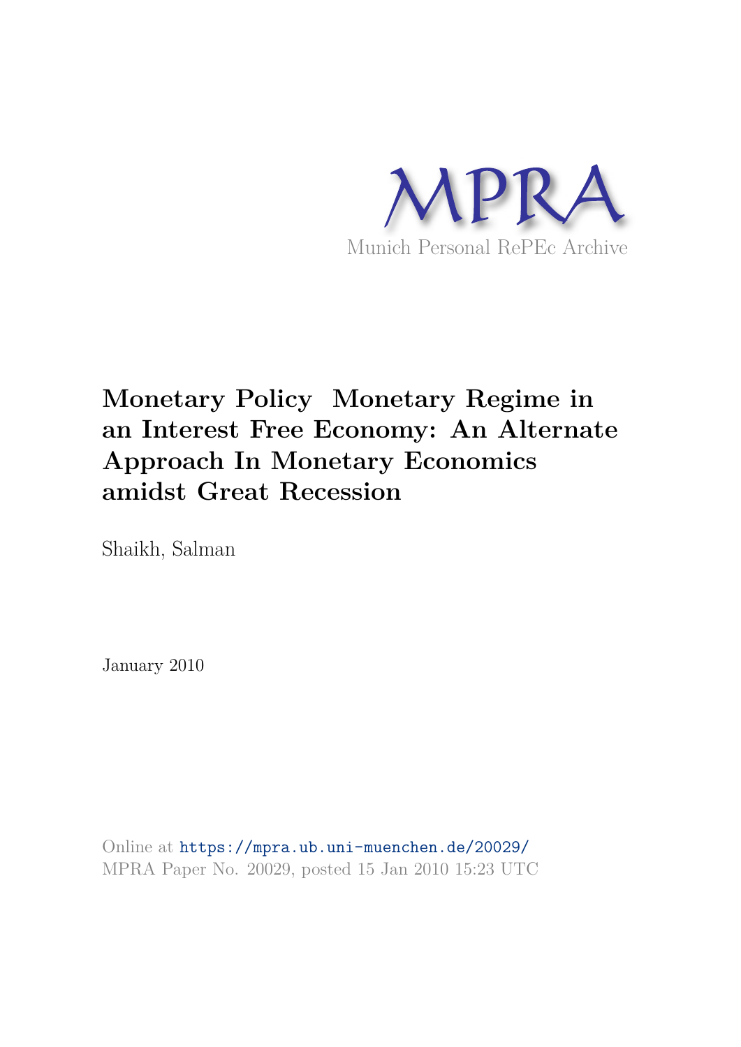MPRA

Munich Personal RePEc Archive

# Monetary Policy Monetary Regime in an Interest Free Economy: An Alternate Approach In Monetary Economics amidst Great Recession

Shaikh, Salman

January 2010

Online at https://mpra.ub.uni-muenchen.de/20029/
MPRA Paper No. 20029, posted 15 Jan 2010 15:23 UTC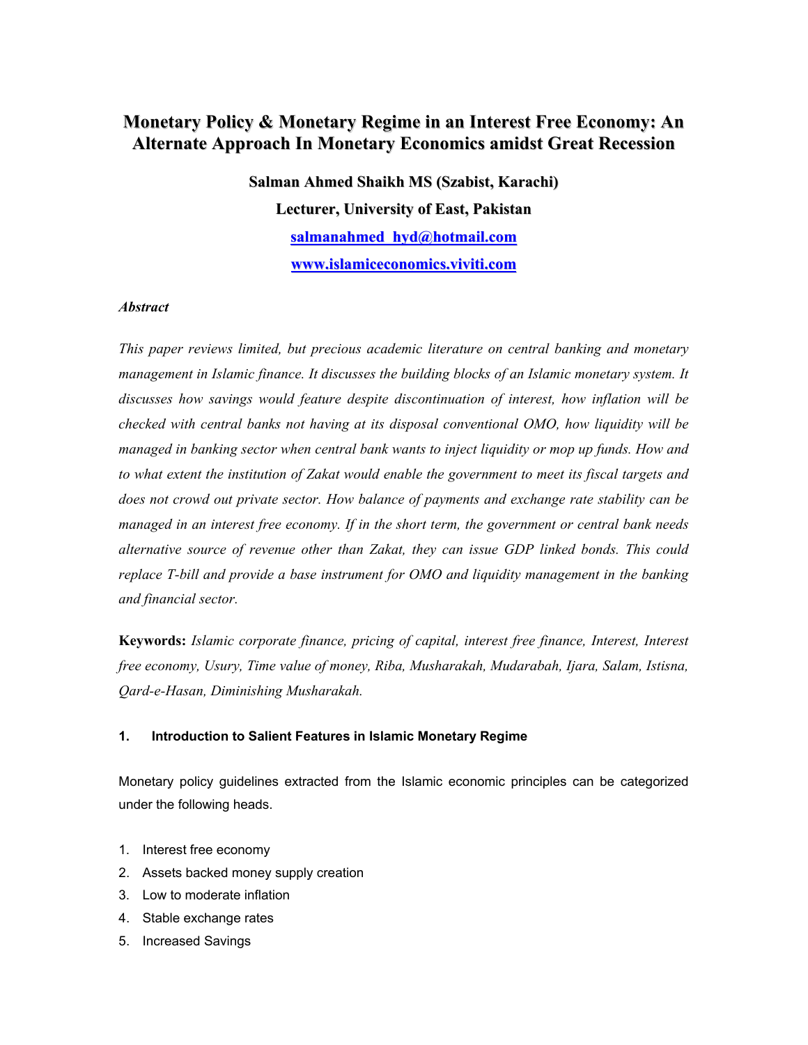# Monetary Policy & Monetary Regime in an Interest Free Economy: An Alternate Approach In Monetary Economics amidst Great Recession

**Salman Ahmed Shaikh MS (Szabist, Karachi)**

**Lecturer, University of East, Pakistan**

**salmanahmed_hyd@hotmail.com**

**www.islamiceconomics.viviti.com**

***Abstract***

*This paper reviews limited, but precious academic literature on central banking and monetary management in Islamic finance. It discusses the building blocks of an Islamic monetary system. It discusses how savings would feature despite discontinuation of interest, how inflation will be checked with central banks not having at its disposal conventional OMO, how liquidity will be managed in banking sector when central bank wants to inject liquidity or mop up funds. How and to what extent the institution of Zakat would enable the government to meet its fiscal targets and does not crowd out private sector. How balance of payments and exchange rate stability can be managed in an interest free economy. If in the short term, the government or central bank needs alternative source of revenue other than Zakat, they can issue GDP linked bonds. This could replace T-bill and provide a base instrument for OMO and liquidity management in the banking and financial sector.*

**Keywords:** *Islamic corporate finance, pricing of capital, interest free finance, Interest, Interest free economy, Usury, Time value of money, Riba, Musharakah, Mudarabah, Ijara, Salam, Istisna, Qard-e-Hasan, Diminishing Musharakah.*

## 1. Introduction to Salient Features in Islamic Monetary Regime

Monetary policy guidelines extracted from the Islamic economic principles can be categorized under the following heads.

1. Interest free economy
2. Assets backed money supply creation
3. Low to moderate inflation
4. Stable exchange rates
5. Increased Savings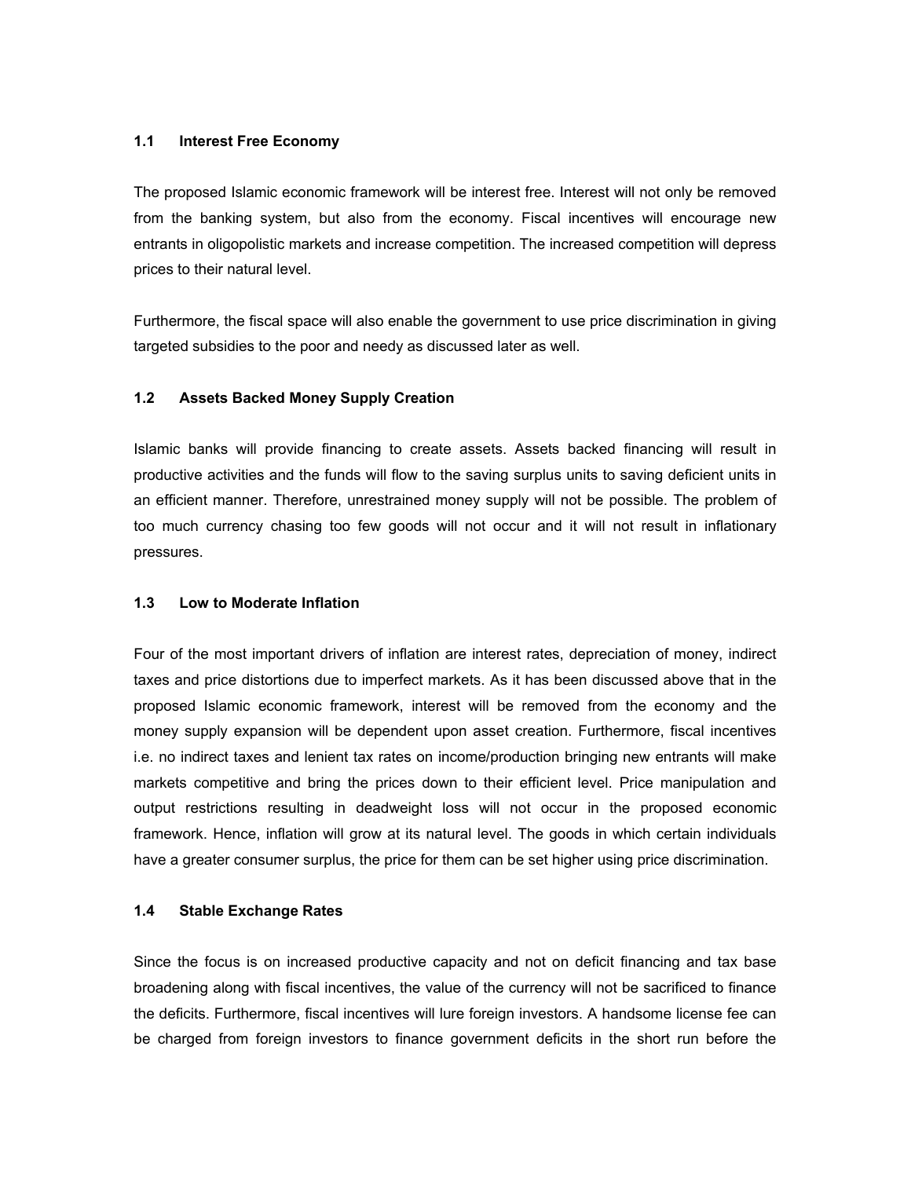### 1.1 Interest Free Economy

The proposed Islamic economic framework will be interest free. Interest will not only be removed from the banking system, but also from the economy. Fiscal incentives will encourage new entrants in oligopolistic markets and increase competition. The increased competition will depress prices to their natural level.

Furthermore, the fiscal space will also enable the government to use price discrimination in giving targeted subsidies to the poor and needy as discussed later as well.

### 1.2 Assets Backed Money Supply Creation

Islamic banks will provide financing to create assets. Assets backed financing will result in productive activities and the funds will flow to the saving surplus units to saving deficient units in an efficient manner. Therefore, unrestrained money supply will not be possible. The problem of too much currency chasing too few goods will not occur and it will not result in inflationary pressures.

### 1.3 Low to Moderate Inflation

Four of the most important drivers of inflation are interest rates, depreciation of money, indirect taxes and price distortions due to imperfect markets. As it has been discussed above that in the proposed Islamic economic framework, interest will be removed from the economy and the money supply expansion will be dependent upon asset creation. Furthermore, fiscal incentives i.e. no indirect taxes and lenient tax rates on income/production bringing new entrants will make markets competitive and bring the prices down to their efficient level. Price manipulation and output restrictions resulting in deadweight loss will not occur in the proposed economic framework. Hence, inflation will grow at its natural level. The goods in which certain individuals have a greater consumer surplus, the price for them can be set higher using price discrimination.

### 1.4 Stable Exchange Rates

Since the focus is on increased productive capacity and not on deficit financing and tax base broadening along with fiscal incentives, the value of the currency will not be sacrificed to finance the deficits. Furthermore, fiscal incentives will lure foreign investors. A handsome license fee can be charged from foreign investors to finance government deficits in the short run before the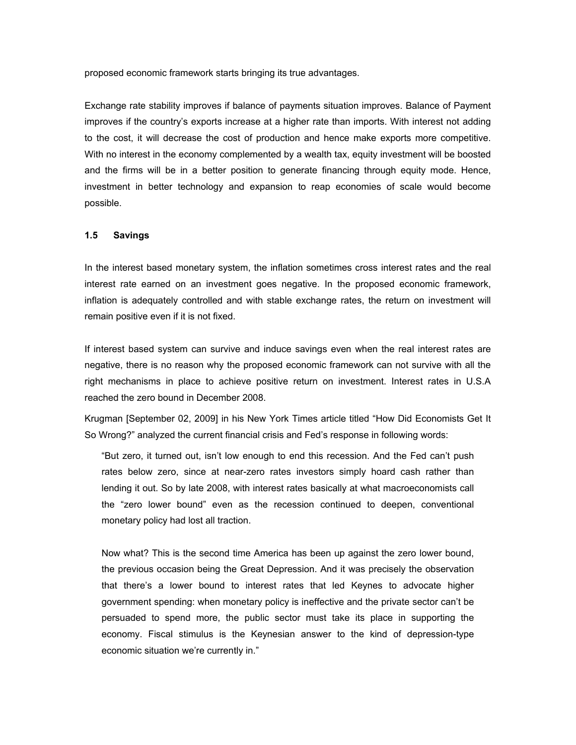proposed economic framework starts bringing its true advantages.

Exchange rate stability improves if balance of payments situation improves. Balance of Payment improves if the country's exports increase at a higher rate than imports. With interest not adding to the cost, it will decrease the cost of production and hence make exports more competitive. With no interest in the economy complemented by a wealth tax, equity investment will be boosted and the firms will be in a better position to generate financing through equity mode. Hence, investment in better technology and expansion to reap economies of scale would become possible.

### 1.5 Savings

In the interest based monetary system, the inflation sometimes cross interest rates and the real interest rate earned on an investment goes negative. In the proposed economic framework, inflation is adequately controlled and with stable exchange rates, the return on investment will remain positive even if it is not fixed.

If interest based system can survive and induce savings even when the real interest rates are negative, there is no reason why the proposed economic framework can not survive with all the right mechanisms in place to achieve positive return on investment. Interest rates in U.S.A reached the zero bound in December 2008.

Krugman [September 02, 2009] in his New York Times article titled "How Did Economists Get It So Wrong?" analyzed the current financial crisis and Fed's response in following words:

> "But zero, it turned out, isn't low enough to end this recession. And the Fed can't push rates below zero, since at near-zero rates investors simply hoard cash rather than lending it out. So by late 2008, with interest rates basically at what macroeconomists call the "zero lower bound" even as the recession continued to deepen, conventional monetary policy had lost all traction.
>
> Now what? This is the second time America has been up against the zero lower bound, the previous occasion being the Great Depression. And it was precisely the observation that there's a lower bound to interest rates that led Keynes to advocate higher government spending: when monetary policy is ineffective and the private sector can't be persuaded to spend more, the public sector must take its place in supporting the economy. Fiscal stimulus is the Keynesian answer to the kind of depression-type economic situation we're currently in."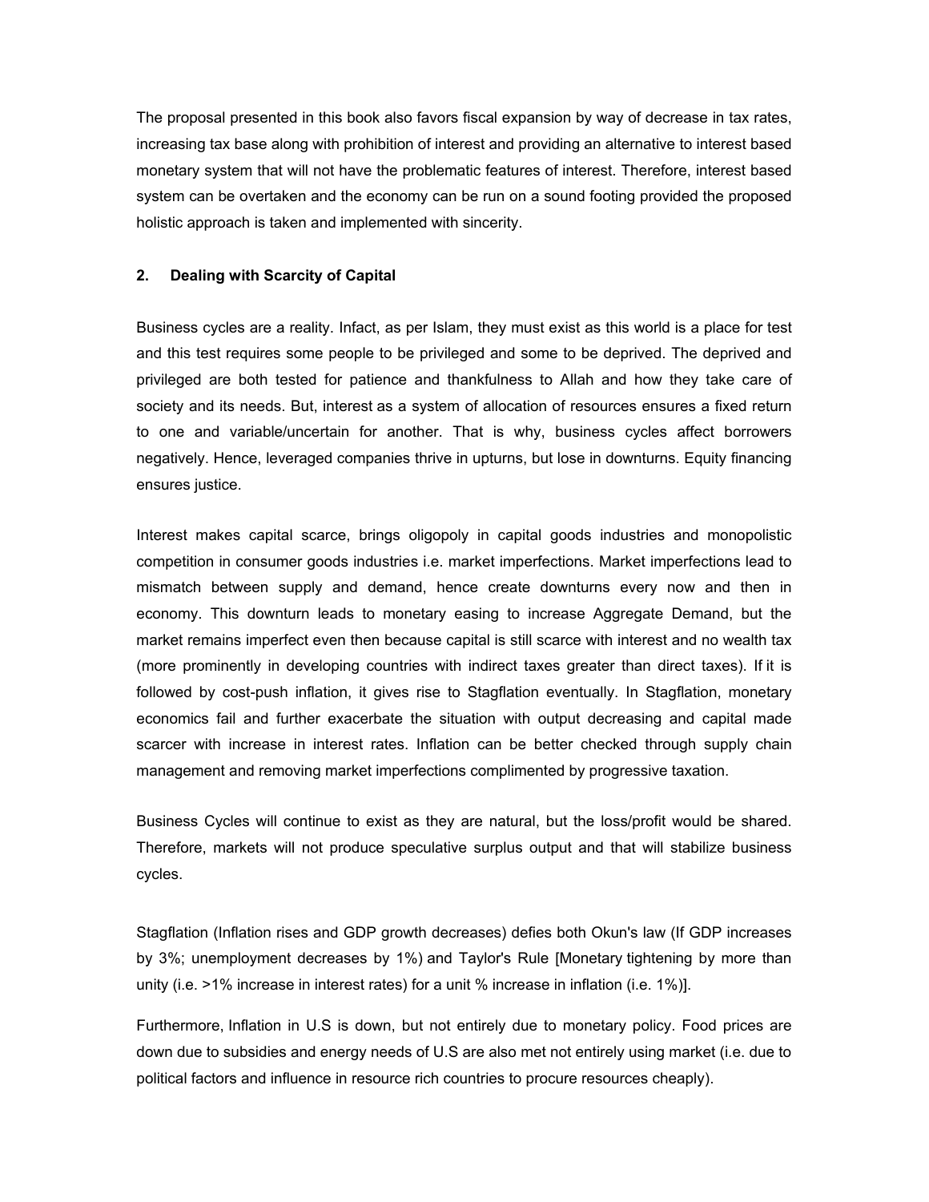The proposal presented in this book also favors fiscal expansion by way of decrease in tax rates, increasing tax base along with prohibition of interest and providing an alternative to interest based monetary system that will not have the problematic features of interest. Therefore, interest based system can be overtaken and the economy can be run on a sound footing provided the proposed holistic approach is taken and implemented with sincerity.

## 2. Dealing with Scarcity of Capital

Business cycles are a reality. Infact, as per Islam, they must exist as this world is a place for test and this test requires some people to be privileged and some to be deprived. The deprived and privileged are both tested for patience and thankfulness to Allah and how they take care of society and its needs. But, interest as a system of allocation of resources ensures a fixed return to one and variable/uncertain for another. That is why, business cycles affect borrowers negatively. Hence, leveraged companies thrive in upturns, but lose in downturns. Equity financing ensures justice.

Interest makes capital scarce, brings oligopoly in capital goods industries and monopolistic competition in consumer goods industries i.e. market imperfections. Market imperfections lead to mismatch between supply and demand, hence create downturns every now and then in economy. This downturn leads to monetary easing to increase Aggregate Demand, but the market remains imperfect even then because capital is still scarce with interest and no wealth tax (more prominently in developing countries with indirect taxes greater than direct taxes). If it is followed by cost-push inflation, it gives rise to Stagflation eventually. In Stagflation, monetary economics fail and further exacerbate the situation with output decreasing and capital made scarcer with increase in interest rates. Inflation can be better checked through supply chain management and removing market imperfections complimented by progressive taxation.

Business Cycles will continue to exist as they are natural, but the loss/profit would be shared. Therefore, markets will not produce speculative surplus output and that will stabilize business cycles.

Stagflation (Inflation rises and GDP growth decreases) defies both Okun's law (If GDP increases by 3%; unemployment decreases by 1%) and Taylor's Rule [Monetary tightening by more than unity (i.e. >1% increase in interest rates) for a unit % increase in inflation (i.e. 1%)].

Furthermore, Inflation in U.S is down, but not entirely due to monetary policy. Food prices are down due to subsidies and energy needs of U.S are also met not entirely using market (i.e. due to political factors and influence in resource rich countries to procure resources cheaply).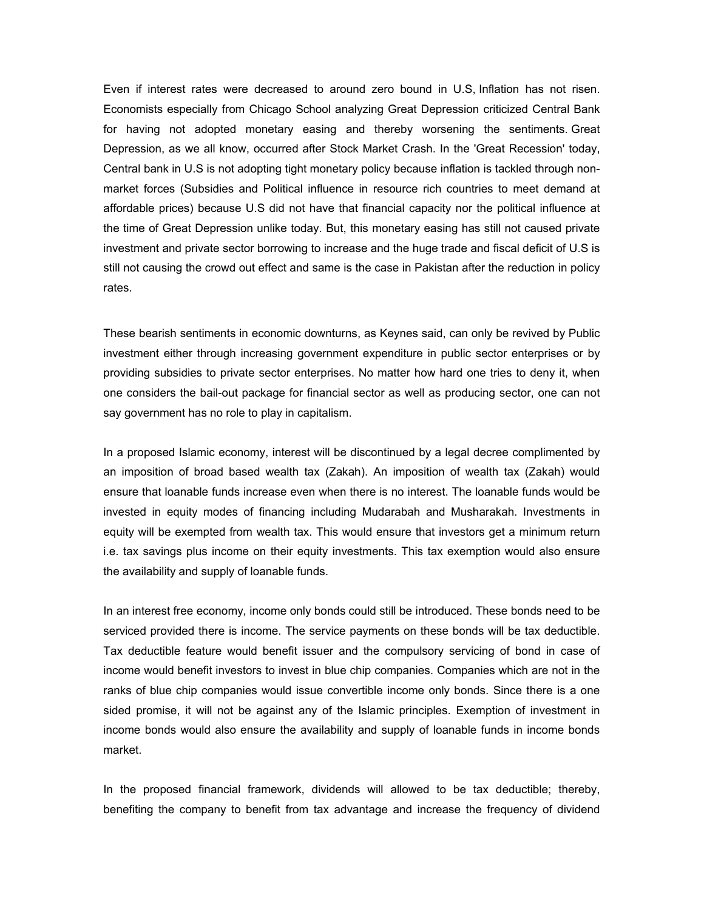Even if interest rates were decreased to around zero bound in U.S, Inflation has not risen. Economists especially from Chicago School analyzing Great Depression criticized Central Bank for having not adopted monetary easing and thereby worsening the sentiments. Great Depression, as we all know, occurred after Stock Market Crash. In the 'Great Recession' today, Central bank in U.S is not adopting tight monetary policy because inflation is tackled through non-market forces (Subsidies and Political influence in resource rich countries to meet demand at affordable prices) because U.S did not have that financial capacity nor the political influence at the time of Great Depression unlike today. But, this monetary easing has still not caused private investment and private sector borrowing to increase and the huge trade and fiscal deficit of U.S is still not causing the crowd out effect and same is the case in Pakistan after the reduction in policy rates.

These bearish sentiments in economic downturns, as Keynes said, can only be revived by Public investment either through increasing government expenditure in public sector enterprises or by providing subsidies to private sector enterprises. No matter how hard one tries to deny it, when one considers the bail-out package for financial sector as well as producing sector, one can not say government has no role to play in capitalism.

In a proposed Islamic economy, interest will be discontinued by a legal decree complimented by an imposition of broad based wealth tax (Zakah). An imposition of wealth tax (Zakah) would ensure that loanable funds increase even when there is no interest. The loanable funds would be invested in equity modes of financing including Mudarabah and Musharakah. Investments in equity will be exempted from wealth tax. This would ensure that investors get a minimum return i.e. tax savings plus income on their equity investments. This tax exemption would also ensure the availability and supply of loanable funds.

In an interest free economy, income only bonds could still be introduced. These bonds need to be serviced provided there is income. The service payments on these bonds will be tax deductible. Tax deductible feature would benefit issuer and the compulsory servicing of bond in case of income would benefit investors to invest in blue chip companies. Companies which are not in the ranks of blue chip companies would issue convertible income only bonds. Since there is a one sided promise, it will not be against any of the Islamic principles. Exemption of investment in income bonds would also ensure the availability and supply of loanable funds in income bonds market.

In the proposed financial framework, dividends will allowed to be tax deductible; thereby, benefiting the company to benefit from tax advantage and increase the frequency of dividend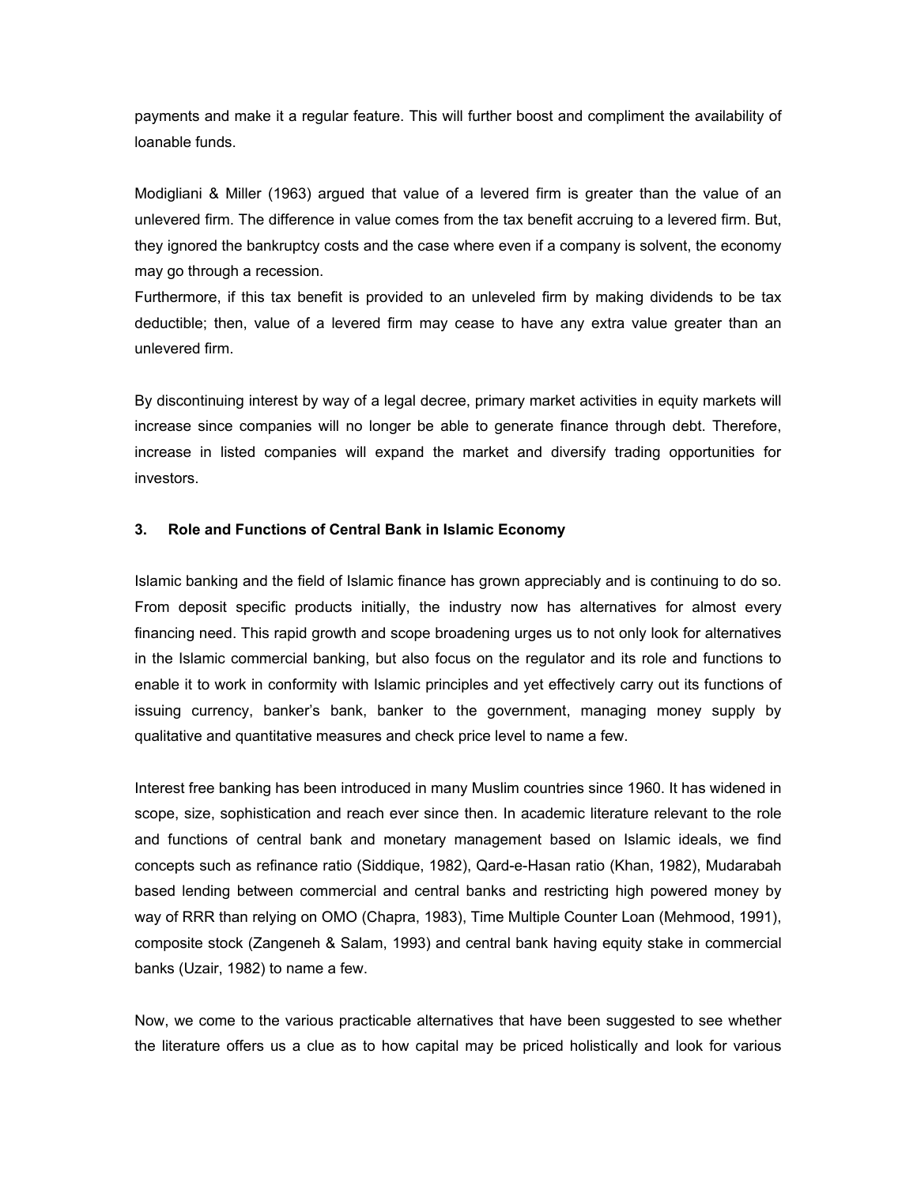payments and make it a regular feature. This will further boost and compliment the availability of loanable funds.

Modigliani & Miller (1963) argued that value of a levered firm is greater than the value of an unlevered firm. The difference in value comes from the tax benefit accruing to a levered firm. But, they ignored the bankruptcy costs and the case where even if a company is solvent, the economy may go through a recession.

Furthermore, if this tax benefit is provided to an unleveled firm by making dividends to be tax deductible; then, value of a levered firm may cease to have any extra value greater than an unlevered firm.

By discontinuing interest by way of a legal decree, primary market activities in equity markets will increase since companies will no longer be able to generate finance through debt. Therefore, increase in listed companies will expand the market and diversify trading opportunities for investors.

### 3. Role and Functions of Central Bank in Islamic Economy

Islamic banking and the field of Islamic finance has grown appreciably and is continuing to do so. From deposit specific products initially, the industry now has alternatives for almost every financing need. This rapid growth and scope broadening urges us to not only look for alternatives in the Islamic commercial banking, but also focus on the regulator and its role and functions to enable it to work in conformity with Islamic principles and yet effectively carry out its functions of issuing currency, banker's bank, banker to the government, managing money supply by qualitative and quantitative measures and check price level to name a few.

Interest free banking has been introduced in many Muslim countries since 1960. It has widened in scope, size, sophistication and reach ever since then. In academic literature relevant to the role and functions of central bank and monetary management based on Islamic ideals, we find concepts such as refinance ratio (Siddique, 1982), Qard-e-Hasan ratio (Khan, 1982), Mudarabah based lending between commercial and central banks and restricting high powered money by way of RRR than relying on OMO (Chapra, 1983), Time Multiple Counter Loan (Mehmood, 1991), composite stock (Zangeneh & Salam, 1993) and central bank having equity stake in commercial banks (Uzair, 1982) to name a few.

Now, we come to the various practicable alternatives that have been suggested to see whether the literature offers us a clue as to how capital may be priced holistically and look for various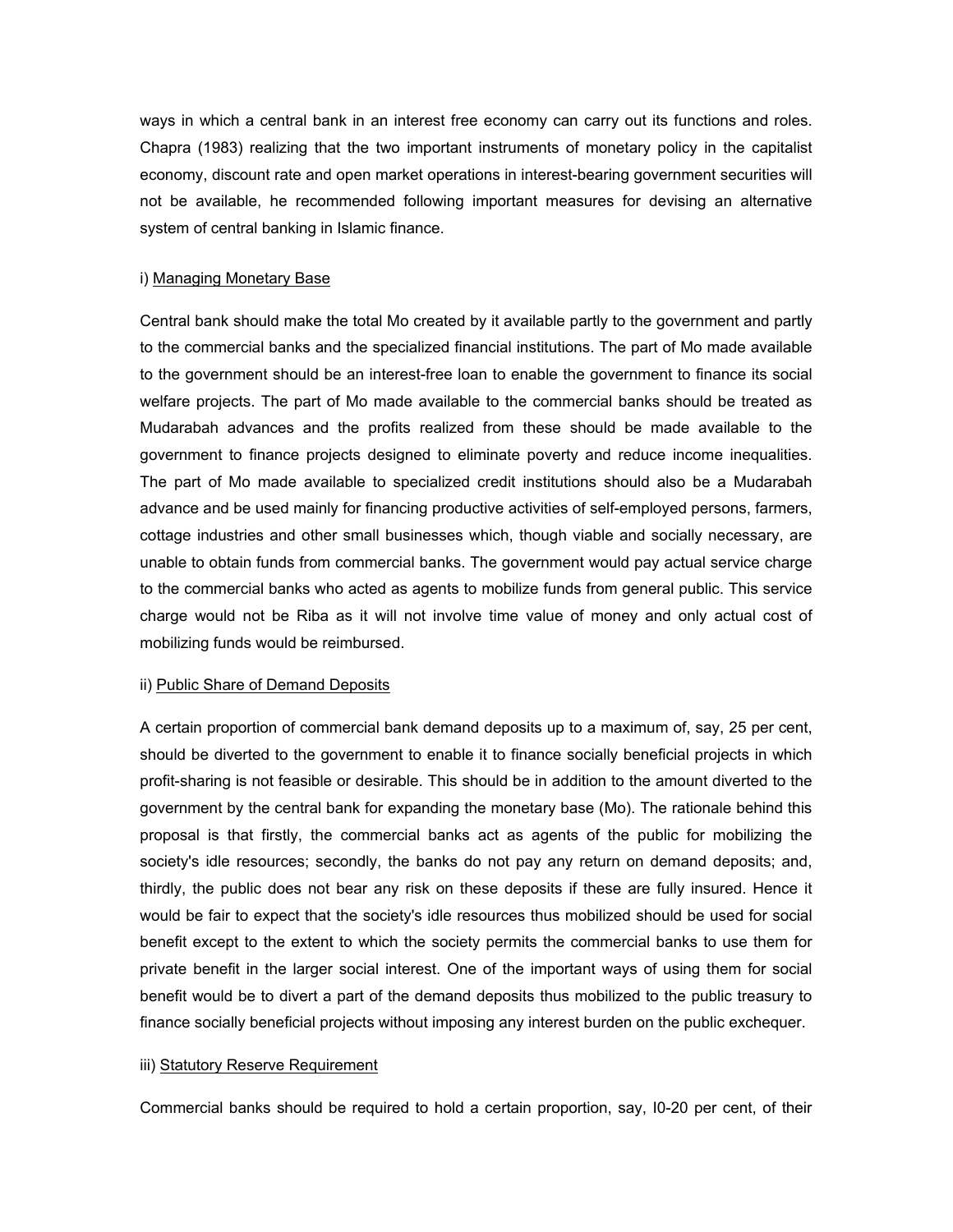ways in which a central bank in an interest free economy can carry out its functions and roles. Chapra (1983) realizing that the two important instruments of monetary policy in the capitalist economy, discount rate and open market operations in interest-bearing government securities will not be available, he recommended following important measures for devising an alternative system of central banking in Islamic finance.

i) Managing Monetary Base

Central bank should make the total Mo created by it available partly to the government and partly to the commercial banks and the specialized financial institutions. The part of Mo made available to the government should be an interest-free loan to enable the government to finance its social welfare projects. The part of Mo made available to the commercial banks should be treated as Mudarabah advances and the profits realized from these should be made available to the government to finance projects designed to eliminate poverty and reduce income inequalities. The part of Mo made available to specialized credit institutions should also be a Mudarabah advance and be used mainly for financing productive activities of self-employed persons, farmers, cottage industries and other small businesses which, though viable and socially necessary, are unable to obtain funds from commercial banks. The government would pay actual service charge to the commercial banks who acted as agents to mobilize funds from general public. This service charge would not be Riba as it will not involve time value of money and only actual cost of mobilizing funds would be reimbursed.

ii) Public Share of Demand Deposits

A certain proportion of commercial bank demand deposits up to a maximum of, say, 25 per cent, should be diverted to the government to enable it to finance socially beneficial projects in which profit-sharing is not feasible or desirable. This should be in addition to the amount diverted to the government by the central bank for expanding the monetary base (Mo). The rationale behind this proposal is that firstly, the commercial banks act as agents of the public for mobilizing the society's idle resources; secondly, the banks do not pay any return on demand deposits; and, thirdly, the public does not bear any risk on these deposits if these are fully insured. Hence it would be fair to expect that the society's idle resources thus mobilized should be used for social benefit except to the extent to which the society permits the commercial banks to use them for private benefit in the larger social interest. One of the important ways of using them for social benefit would be to divert a part of the demand deposits thus mobilized to the public treasury to finance socially beneficial projects without imposing any interest burden on the public exchequer.

iii) Statutory Reserve Requirement

Commercial banks should be required to hold a certain proportion, say, I0-20 per cent, of their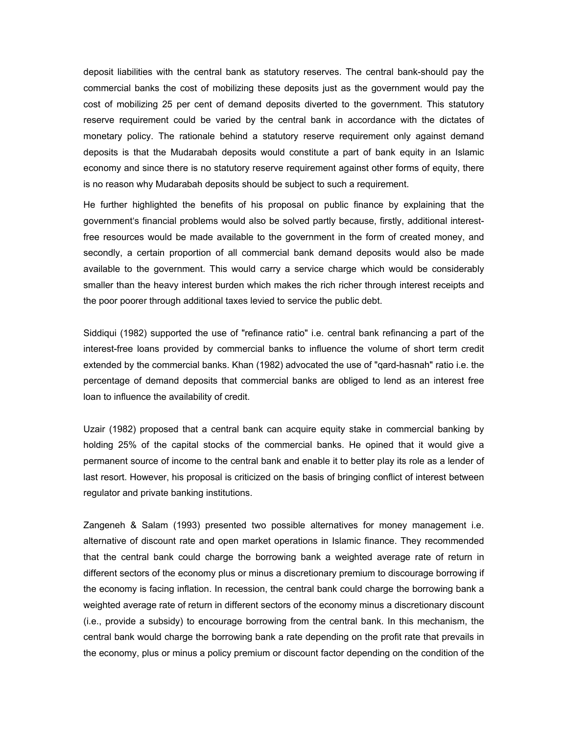deposit liabilities with the central bank as statutory reserves. The central bank-should pay the commercial banks the cost of mobilizing these deposits just as the government would pay the cost of mobilizing 25 per cent of demand deposits diverted to the government. This statutory reserve requirement could be varied by the central bank in accordance with the dictates of monetary policy. The rationale behind a statutory reserve requirement only against demand deposits is that the Mudarabah deposits would constitute a part of bank equity in an Islamic economy and since there is no statutory reserve requirement against other forms of equity, there is no reason why Mudarabah deposits should be subject to such a requirement.

He further highlighted the benefits of his proposal on public finance by explaining that the government's financial problems would also be solved partly because, firstly, additional interest-free resources would be made available to the government in the form of created money, and secondly, a certain proportion of all commercial bank demand deposits would also be made available to the government. This would carry a service charge which would be considerably smaller than the heavy interest burden which makes the rich richer through interest receipts and the poor poorer through additional taxes levied to service the public debt.

Siddiqui (1982) supported the use of "refinance ratio" i.e. central bank refinancing a part of the interest-free loans provided by commercial banks to influence the volume of short term credit extended by the commercial banks. Khan (1982) advocated the use of "qard-hasnah" ratio i.e. the percentage of demand deposits that commercial banks are obliged to lend as an interest free loan to influence the availability of credit.

Uzair (1982) proposed that a central bank can acquire equity stake in commercial banking by holding 25% of the capital stocks of the commercial banks. He opined that it would give a permanent source of income to the central bank and enable it to better play its role as a lender of last resort. However, his proposal is criticized on the basis of bringing conflict of interest between regulator and private banking institutions.

Zangeneh & Salam (1993) presented two possible alternatives for money management i.e. alternative of discount rate and open market operations in Islamic finance. They recommended that the central bank could charge the borrowing bank a weighted average rate of return in different sectors of the economy plus or minus a discretionary premium to discourage borrowing if the economy is facing inflation. In recession, the central bank could charge the borrowing bank a weighted average rate of return in different sectors of the economy minus a discretionary discount (i.e., provide a subsidy) to encourage borrowing from the central bank. In this mechanism, the central bank would charge the borrowing bank a rate depending on the profit rate that prevails in the economy, plus or minus a policy premium or discount factor depending on the condition of the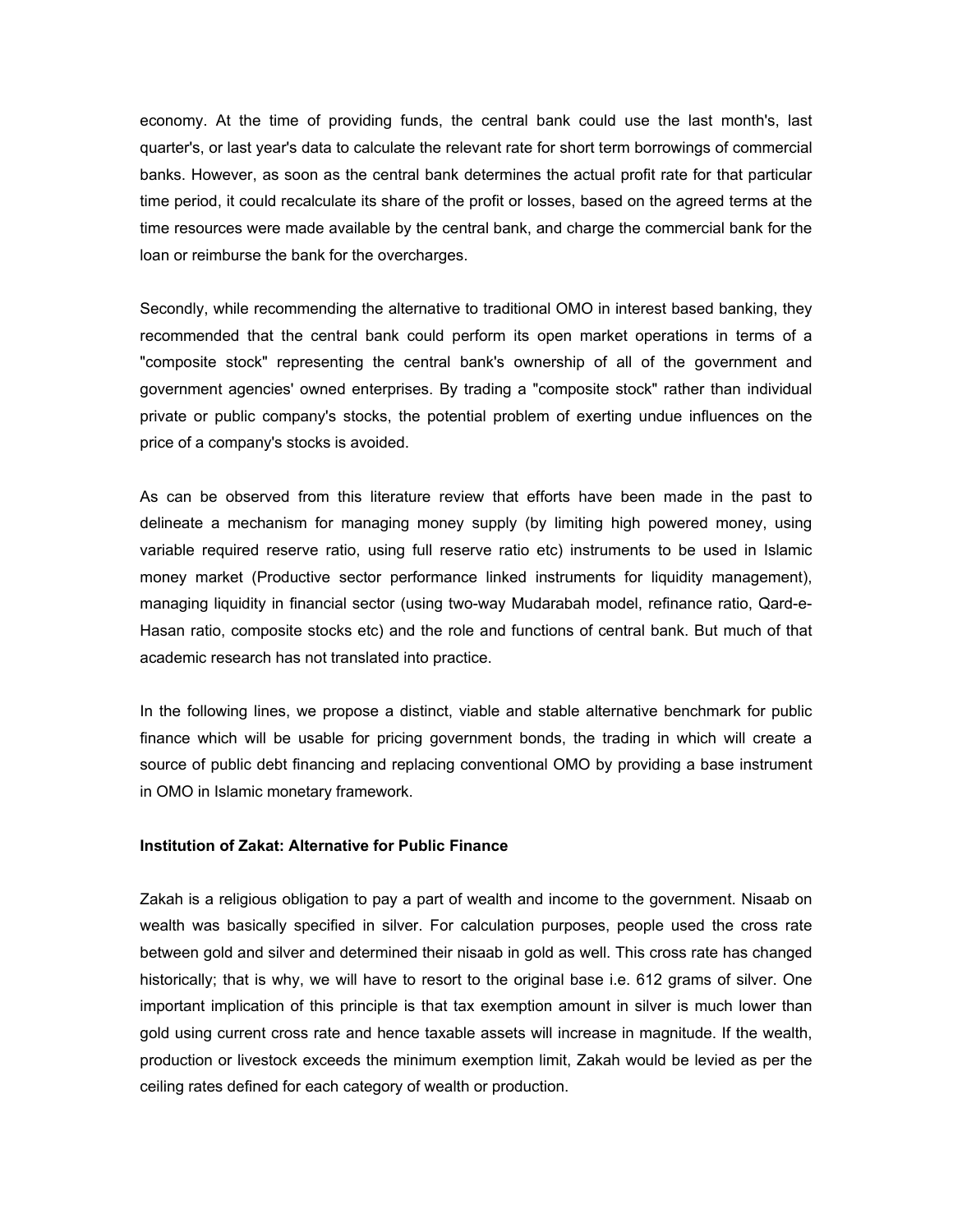economy. At the time of providing funds, the central bank could use the last month's, last quarter's, or last year's data to calculate the relevant rate for short term borrowings of commercial banks. However, as soon as the central bank determines the actual profit rate for that particular time period, it could recalculate its share of the profit or losses, based on the agreed terms at the time resources were made available by the central bank, and charge the commercial bank for the loan or reimburse the bank for the overcharges.

Secondly, while recommending the alternative to traditional OMO in interest based banking, they recommended that the central bank could perform its open market operations in terms of a "composite stock" representing the central bank's ownership of all of the government and government agencies' owned enterprises. By trading a "composite stock" rather than individual private or public company's stocks, the potential problem of exerting undue influences on the price of a company's stocks is avoided.

As can be observed from this literature review that efforts have been made in the past to delineate a mechanism for managing money supply (by limiting high powered money, using variable required reserve ratio, using full reserve ratio etc) instruments to be used in Islamic money market (Productive sector performance linked instruments for liquidity management), managing liquidity in financial sector (using two-way Mudarabah model, refinance ratio, Qard-e-Hasan ratio, composite stocks etc) and the role and functions of central bank. But much of that academic research has not translated into practice.

In the following lines, we propose a distinct, viable and stable alternative benchmark for public finance which will be usable for pricing government bonds, the trading in which will create a source of public debt financing and replacing conventional OMO by providing a base instrument in OMO in Islamic monetary framework.

**Institution of Zakat: Alternative for Public Finance**

Zakah is a religious obligation to pay a part of wealth and income to the government. Nisaab on wealth was basically specified in silver. For calculation purposes, people used the cross rate between gold and silver and determined their nisaab in gold as well. This cross rate has changed historically; that is why, we will have to resort to the original base i.e. 612 grams of silver. One important implication of this principle is that tax exemption amount in silver is much lower than gold using current cross rate and hence taxable assets will increase in magnitude. If the wealth, production or livestock exceeds the minimum exemption limit, Zakah would be levied as per the ceiling rates defined for each category of wealth or production.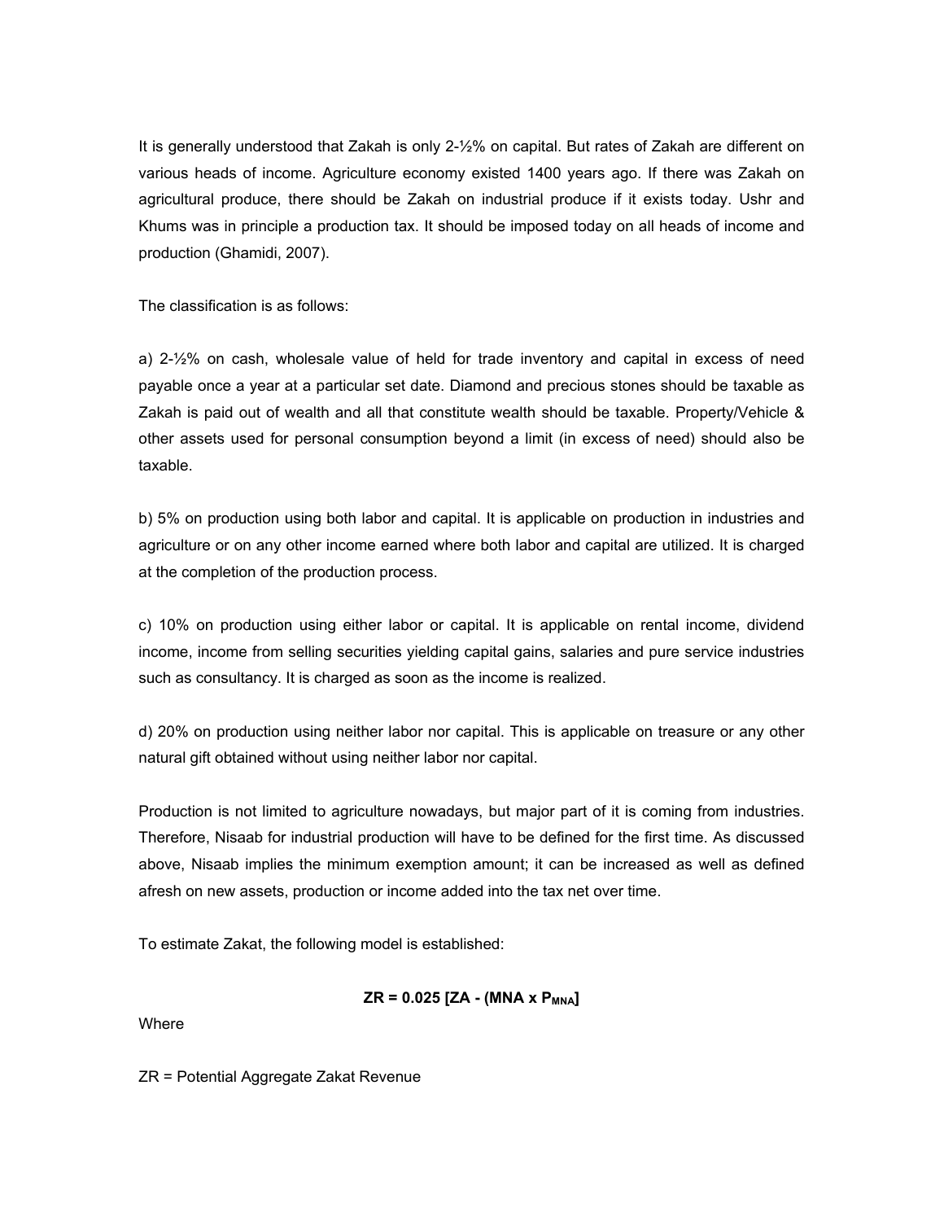It is generally understood that Zakah is only 2-½% on capital. But rates of Zakah are different on various heads of income. Agriculture economy existed 1400 years ago. If there was Zakah on agricultural produce, there should be Zakah on industrial produce if it exists today. Ushr and Khums was in principle a production tax. It should be imposed today on all heads of income and production (Ghamidi, 2007).

The classification is as follows:

a) 2-½% on cash, wholesale value of held for trade inventory and capital in excess of need payable once a year at a particular set date. Diamond and precious stones should be taxable as Zakah is paid out of wealth and all that constitute wealth should be taxable. Property/Vehicle & other assets used for personal consumption beyond a limit (in excess of need) should also be taxable.

b) 5% on production using both labor and capital. It is applicable on production in industries and agriculture or on any other income earned where both labor and capital are utilized. It is charged at the completion of the production process.

c) 10% on production using either labor or capital. It is applicable on rental income, dividend income, income from selling securities yielding capital gains, salaries and pure service industries such as consultancy. It is charged as soon as the income is realized.

d) 20% on production using neither labor nor capital. This is applicable on treasure or any other natural gift obtained without using neither labor nor capital.

Production is not limited to agriculture nowadays, but major part of it is coming from industries. Therefore, Nisaab for industrial production will have to be defined for the first time. As discussed above, Nisaab implies the minimum exemption amount; it can be increased as well as defined afresh on new assets, production or income added into the tax net over time.

To estimate Zakat, the following model is established:

$$\mathbf{ZR = 0.025\ [ZA - (MNA \times P_{MNA}]}$$

Where

ZR = Potential Aggregate Zakat Revenue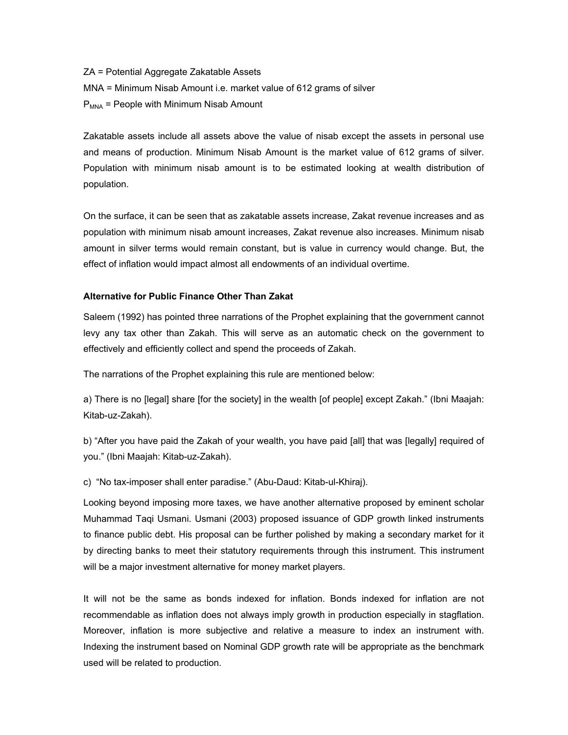ZA = Potential Aggregate Zakatable Assets

MNA = Minimum Nisab Amount i.e. market value of 612 grams of silver

$P_{MNA}$ = People with Minimum Nisab Amount

Zakatable assets include all assets above the value of nisab except the assets in personal use and means of production. Minimum Nisab Amount is the market value of 612 grams of silver. Population with minimum nisab amount is to be estimated looking at wealth distribution of population.

On the surface, it can be seen that as zakatable assets increase, Zakat revenue increases and as population with minimum nisab amount increases, Zakat revenue also increases. Minimum nisab amount in silver terms would remain constant, but is value in currency would change. But, the effect of inflation would impact almost all endowments of an individual overtime.

**Alternative for Public Finance Other Than Zakat**

Saleem (1992) has pointed three narrations of the Prophet explaining that the government cannot levy any tax other than Zakah. This will serve as an automatic check on the government to effectively and efficiently collect and spend the proceeds of Zakah.

The narrations of the Prophet explaining this rule are mentioned below:

a) There is no [legal] share [for the society] in the wealth [of people] except Zakah." (Ibni Maajah: Kitab-uz-Zakah).

b) "After you have paid the Zakah of your wealth, you have paid [all] that was [legally] required of you." (Ibni Maajah: Kitab-uz-Zakah).

c) "No tax-imposer shall enter paradise." (Abu-Daud: Kitab-ul-Khiraj).

Looking beyond imposing more taxes, we have another alternative proposed by eminent scholar Muhammad Taqi Usmani. Usmani (2003) proposed issuance of GDP growth linked instruments to finance public debt. His proposal can be further polished by making a secondary market for it by directing banks to meet their statutory requirements through this instrument. This instrument will be a major investment alternative for money market players.

It will not be the same as bonds indexed for inflation. Bonds indexed for inflation are not recommendable as inflation does not always imply growth in production especially in stagflation. Moreover, inflation is more subjective and relative a measure to index an instrument with. Indexing the instrument based on Nominal GDP growth rate will be appropriate as the benchmark used will be related to production.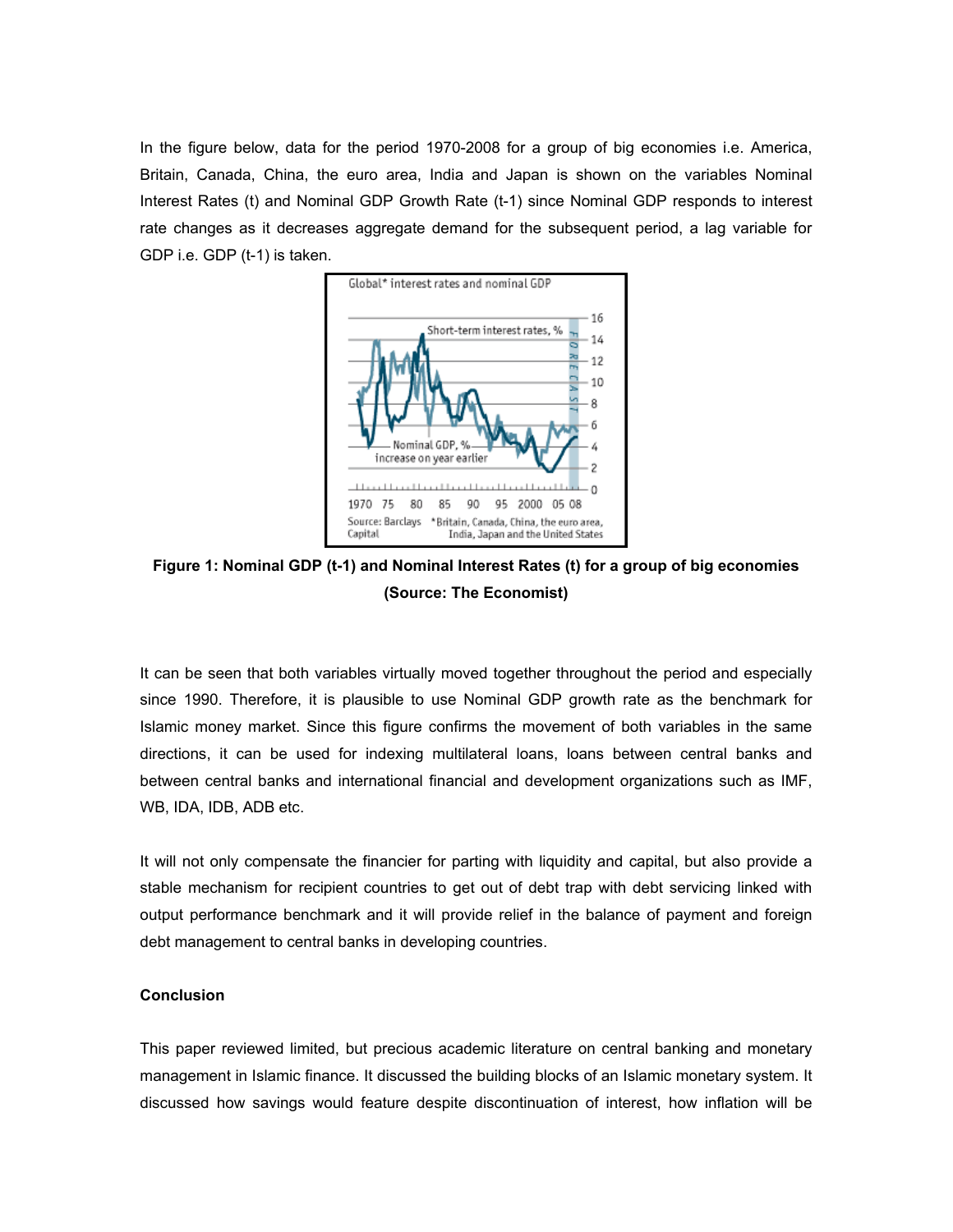In the figure below, data for the period 1970-2008 for a group of big economies i.e. America, Britain, Canada, China, the euro area, India and Japan is shown on the variables Nominal Interest Rates (t) and Nominal GDP Growth Rate (t-1) since Nominal GDP responds to interest rate changes as it decreases aggregate demand for the subsequent period, a lag variable for GDP i.e. GDP (t-1) is taken.

**Figure 1: Nominal GDP (t-1) and Nominal Interest Rates (t) for a group of big economies (Source: The Economist)**

It can be seen that both variables virtually moved together throughout the period and especially since 1990. Therefore, it is plausible to use Nominal GDP growth rate as the benchmark for Islamic money market. Since this figure confirms the movement of both variables in the same directions, it can be used for indexing multilateral loans, loans between central banks and between central banks and international financial and development organizations such as IMF, WB, IDA, IDB, ADB etc.

It will not only compensate the financier for parting with liquidity and capital, but also provide a stable mechanism for recipient countries to get out of debt trap with debt servicing linked with output performance benchmark and it will provide relief in the balance of payment and foreign debt management to central banks in developing countries.

**Conclusion**

This paper reviewed limited, but precious academic literature on central banking and monetary management in Islamic finance. It discussed the building blocks of an Islamic monetary system. It discussed how savings would feature despite discontinuation of interest, how inflation will be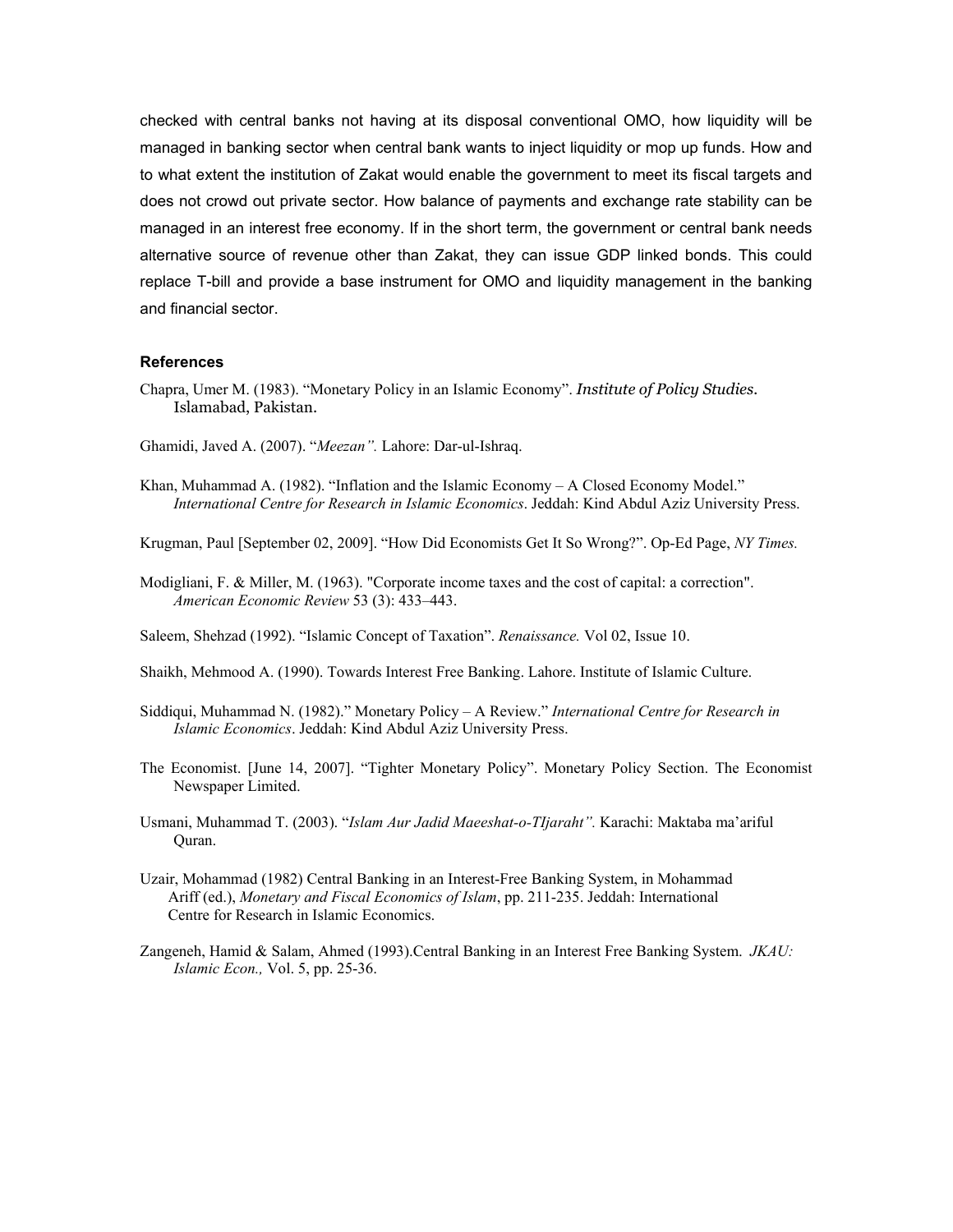checked with central banks not having at its disposal conventional OMO, how liquidity will be managed in banking sector when central bank wants to inject liquidity or mop up funds. How and to what extent the institution of Zakat would enable the government to meet its fiscal targets and does not crowd out private sector. How balance of payments and exchange rate stability can be managed in an interest free economy. If in the short term, the government or central bank needs alternative source of revenue other than Zakat, they can issue GDP linked bonds. This could replace T-bill and provide a base instrument for OMO and liquidity management in the banking and financial sector.

## References

Chapra, Umer M. (1983). "Monetary Policy in an Islamic Economy". *Institute of Policy Studies.* Islamabad, Pakistan.

Ghamidi, Javed A. (2007). "*Meezan".* Lahore: Dar-ul-Ishraq.

Khan, Muhammad A. (1982). "Inflation and the Islamic Economy – A Closed Economy Model." *International Centre for Research in Islamic Economics*. Jeddah: Kind Abdul Aziz University Press.

Krugman, Paul [September 02, 2009]. "How Did Economists Get It So Wrong?". Op-Ed Page, *NY Times.*

Modigliani, F. & Miller, M. (1963). "Corporate income taxes and the cost of capital: a correction". *American Economic Review* 53 (3): 433–443.

Saleem, Shehzad (1992). "Islamic Concept of Taxation". *Renaissance.* Vol 02, Issue 10.

Shaikh, Mehmood A. (1990). Towards Interest Free Banking. Lahore. Institute of Islamic Culture.

Siddiqui, Muhammad N. (1982)." Monetary Policy – A Review." *International Centre for Research in Islamic Economics*. Jeddah: Kind Abdul Aziz University Press.

The Economist. [June 14, 2007]. "Tighter Monetary Policy". Monetary Policy Section. The Economist Newspaper Limited.

Usmani, Muhammad T. (2003). "*Islam Aur Jadid Maeeshat-o-TIjaraht".* Karachi: Maktaba ma'ariful Quran.

Uzair, Mohammad (1982) Central Banking in an Interest-Free Banking System, in Mohammad Ariff (ed.), *Monetary and Fiscal Economics of Islam*, pp. 211-235. Jeddah: International Centre for Research in Islamic Economics.

Zangeneh, Hamid & Salam, Ahmed (1993).Central Banking in an Interest Free Banking System. *JKAU: Islamic Econ.,* Vol. 5, pp. 25-36.